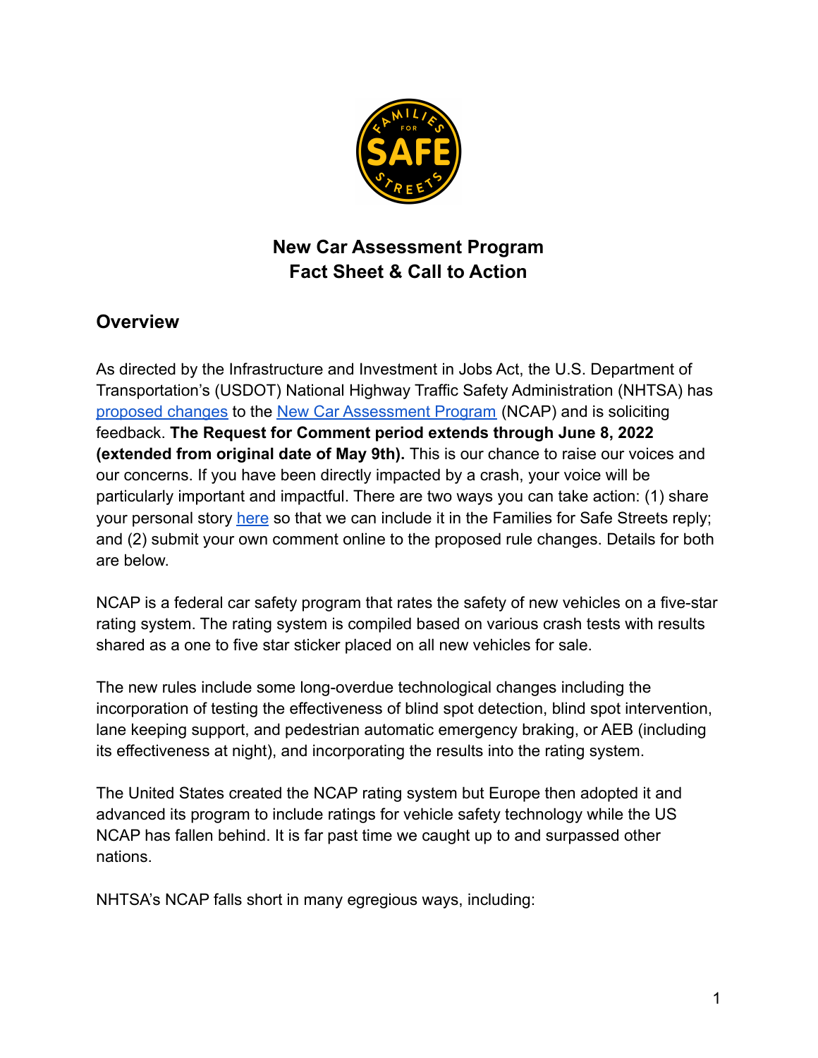# New Car Assessment Program
# Fact Sheet & Call to Action

## Overview

As directed by the Infrastructure and Investment in Jobs Act, the U.S. Department of Transportation's (USDOT) National Highway Traffic Safety Administration (NHTSA) has proposed changes to the New Car Assessment Program (NCAP) and is soliciting feedback. **The Request for Comment period extends through June 8, 2022 (extended from original date of May 9th).** This is our chance to raise our voices and our concerns. If you have been directly impacted by a crash, your voice will be particularly important and impactful. There are two ways you can take action: (1) share your personal story here so that we can include it in the Families for Safe Streets reply; and (2) submit your own comment online to the proposed rule changes. Details for both are below.

NCAP is a federal car safety program that rates the safety of new vehicles on a five-star rating system. The rating system is compiled based on various crash tests with results shared as a one to five star sticker placed on all new vehicles for sale.

The new rules include some long-overdue technological changes including the incorporation of testing the effectiveness of blind spot detection, blind spot intervention, lane keeping support, and pedestrian automatic emergency braking, or AEB (including its effectiveness at night), and incorporating the results into the rating system.

The United States created the NCAP rating system but Europe then adopted it and advanced its program to include ratings for vehicle safety technology while the US NCAP has fallen behind. It is far past time we caught up to and surpassed other nations.

NHTSA's NCAP falls short in many egregious ways, including: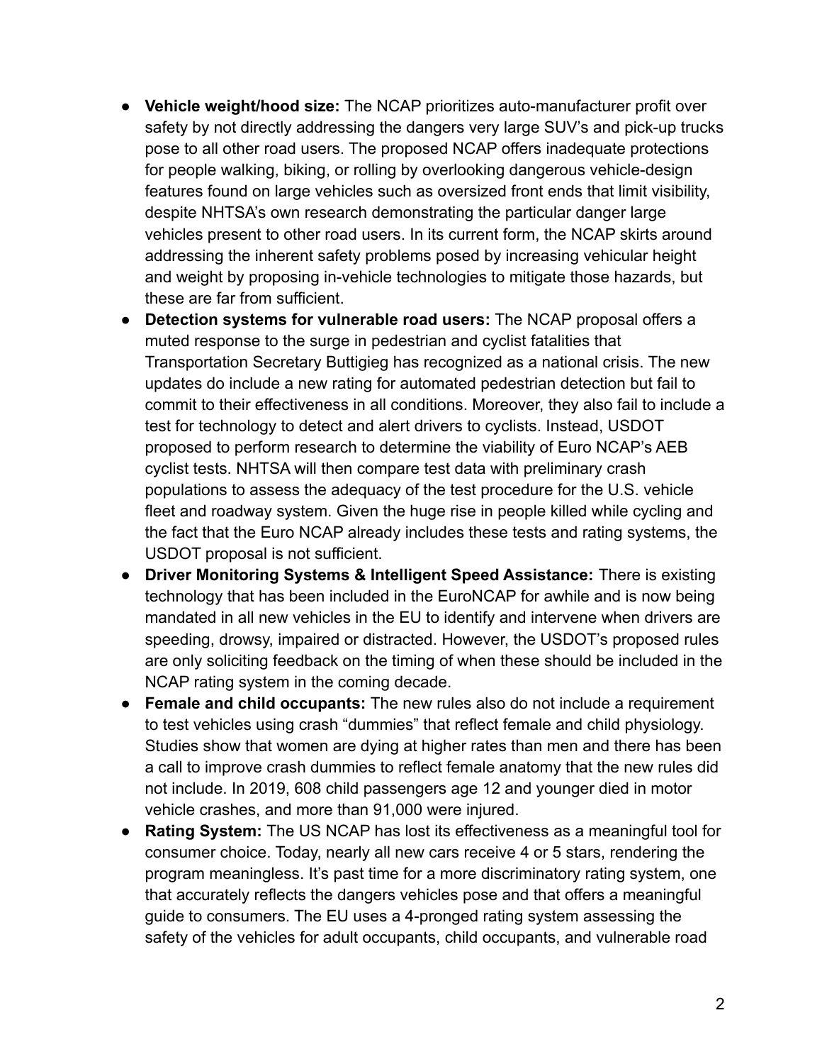- **Vehicle weight/hood size:** The NCAP prioritizes auto-manufacturer profit over safety by not directly addressing the dangers very large SUV's and pick-up trucks pose to all other road users. The proposed NCAP offers inadequate protections for people walking, biking, or rolling by overlooking dangerous vehicle-design features found on large vehicles such as oversized front ends that limit visibility, despite NHTSA's own research demonstrating the particular danger large vehicles present to other road users. In its current form, the NCAP skirts around addressing the inherent safety problems posed by increasing vehicular height and weight by proposing in-vehicle technologies to mitigate those hazards, but these are far from sufficient.
- **Detection systems for vulnerable road users:** The NCAP proposal offers a muted response to the surge in pedestrian and cyclist fatalities that Transportation Secretary Buttigieg has recognized as a national crisis. The new updates do include a new rating for automated pedestrian detection but fail to commit to their effectiveness in all conditions. Moreover, they also fail to include a test for technology to detect and alert drivers to cyclists. Instead, USDOT proposed to perform research to determine the viability of Euro NCAP's AEB cyclist tests. NHTSA will then compare test data with preliminary crash populations to assess the adequacy of the test procedure for the U.S. vehicle fleet and roadway system. Given the huge rise in people killed while cycling and the fact that the Euro NCAP already includes these tests and rating systems, the USDOT proposal is not sufficient.
- **Driver Monitoring Systems & Intelligent Speed Assistance:** There is existing technology that has been included in the EuroNCAP for awhile and is now being mandated in all new vehicles in the EU to identify and intervene when drivers are speeding, drowsy, impaired or distracted. However, the USDOT's proposed rules are only soliciting feedback on the timing of when these should be included in the NCAP rating system in the coming decade.
- **Female and child occupants:** The new rules also do not include a requirement to test vehicles using crash "dummies" that reflect female and child physiology. Studies show that women are dying at higher rates than men and there has been a call to improve crash dummies to reflect female anatomy that the new rules did not include. In 2019, 608 child passengers age 12 and younger died in motor vehicle crashes, and more than 91,000 were injured.
- **Rating System:** The US NCAP has lost its effectiveness as a meaningful tool for consumer choice. Today, nearly all new cars receive 4 or 5 stars, rendering the program meaningless. It's past time for a more discriminatory rating system, one that accurately reflects the dangers vehicles pose and that offers a meaningful guide to consumers. The EU uses a 4-pronged rating system assessing the safety of the vehicles for adult occupants, child occupants, and vulnerable road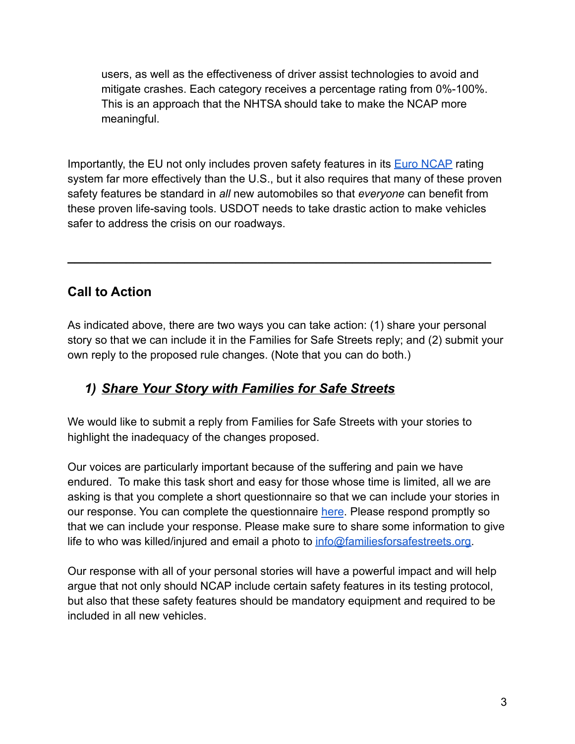users, as well as the effectiveness of driver assist technologies to avoid and mitigate crashes. Each category receives a percentage rating from 0%-100%. This is an approach that the NHTSA should take to make the NCAP more meaningful.

Importantly, the EU not only includes proven safety features in its [Euro NCAP]() rating system far more effectively than the U.S., but it also requires that many of these proven safety features be standard in *all* new automobiles so that *everyone* can benefit from these proven life-saving tools. USDOT needs to take drastic action to make vehicles safer to address the crisis on our roadways.

---

## Call to Action

As indicated above, there are two ways you can take action: (1) share your personal story so that we can include it in the Families for Safe Streets reply; and (2) submit your own reply to the proposed rule changes. (Note that you can do both.)

### *1) Share Your Story with Families for Safe Streets*

We would like to submit a reply from Families for Safe Streets with your stories to highlight the inadequacy of the changes proposed.

Our voices are particularly important because of the suffering and pain we have endured. To make this task short and easy for those whose time is limited, all we are asking is that you complete a short questionnaire so that we can include your stories in our response. You can complete the questionnaire [here](). Please respond promptly so that we can include your response. Please make sure to share some information to give life to who was killed/injured and email a photo to info@familiesforsafestreets.org.

Our response with all of your personal stories will have a powerful impact and will help argue that not only should NCAP include certain safety features in its testing protocol, but also that these safety features should be mandatory equipment and required to be included in all new vehicles.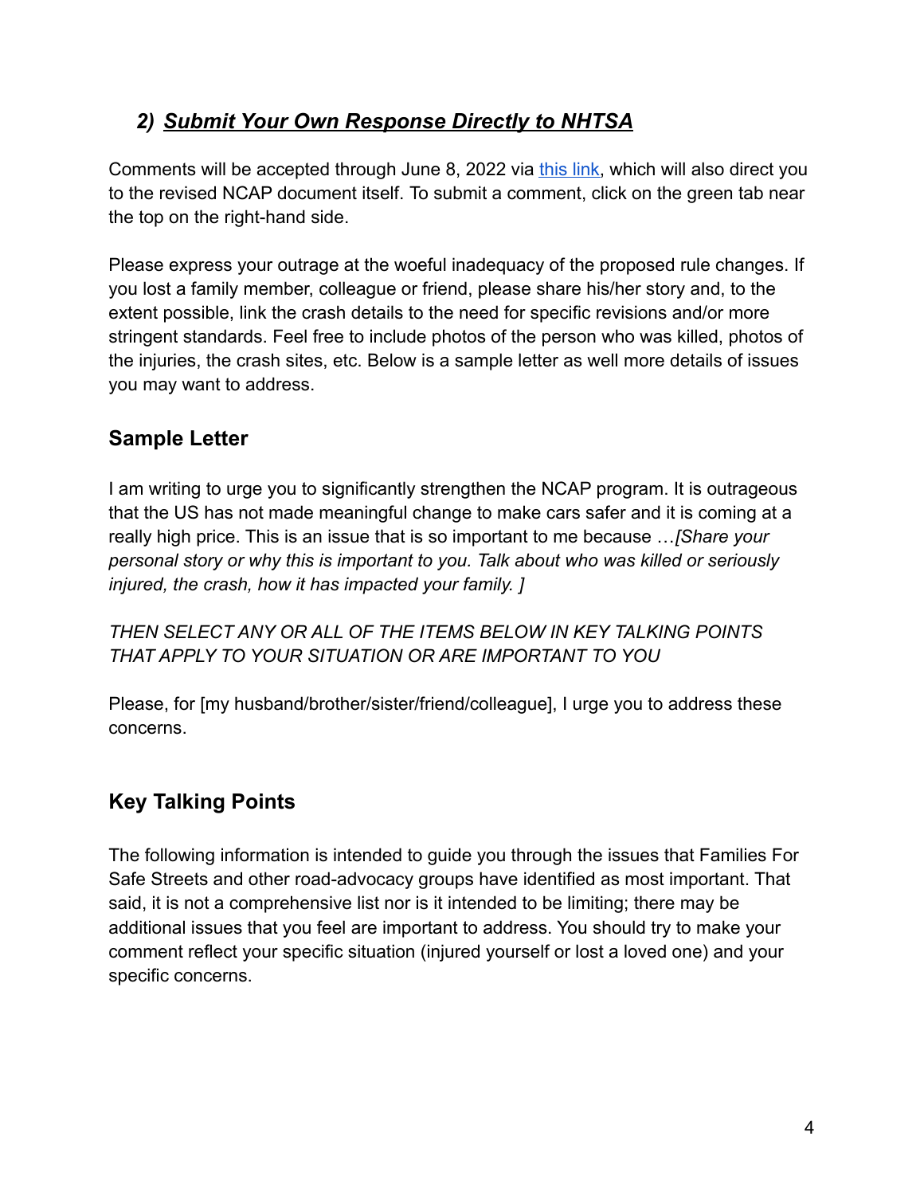## 2) ***Submit Your Own Response Directly to NHTSA***

Comments will be accepted through June 8, 2022 via [this link](), which will also direct you to the revised NCAP document itself. To submit a comment, click on the green tab near the top on the right-hand side.

Please express your outrage at the woeful inadequacy of the proposed rule changes. If you lost a family member, colleague or friend, please share his/her story and, to the extent possible, link the crash details to the need for specific revisions and/or more stringent standards. Feel free to include photos of the person who was killed, photos of the injuries, the crash sites, etc. Below is a sample letter as well more details of issues you may want to address.

### Sample Letter

I am writing to urge you to significantly strengthen the NCAP program. It is outrageous that the US has not made meaningful change to make cars safer and it is coming at a really high price. This is an issue that is so important to me because …*[Share your personal story or why this is important to you. Talk about who was killed or seriously injured, the crash, how it has impacted your family. ]*

*THEN SELECT ANY OR ALL OF THE ITEMS BELOW IN KEY TALKING POINTS THAT APPLY TO YOUR SITUATION OR ARE IMPORTANT TO YOU*

Please, for [my husband/brother/sister/friend/colleague], I urge you to address these concerns.

### Key Talking Points

The following information is intended to guide you through the issues that Families For Safe Streets and other road-advocacy groups have identified as most important. That said, it is not a comprehensive list nor is it intended to be limiting; there may be additional issues that you feel are important to address. You should try to make your comment reflect your specific situation (injured yourself or lost a loved one) and your specific concerns.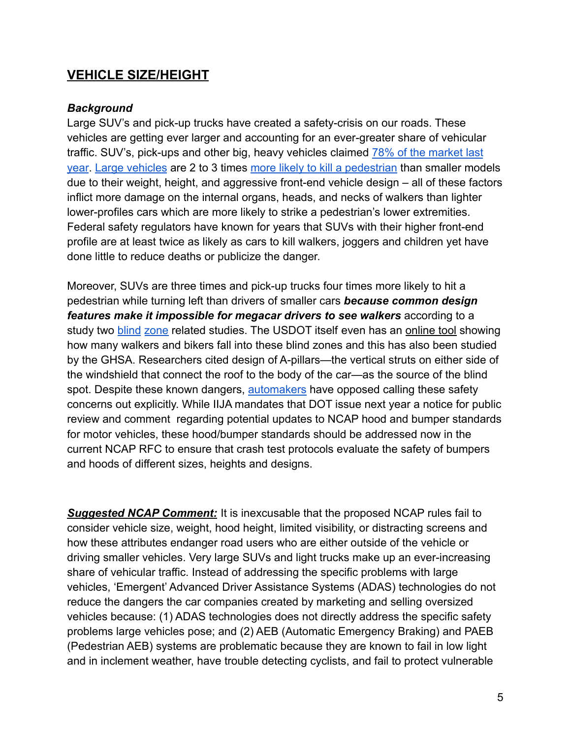## **VEHICLE SIZE/HEIGHT**

***Background***

Large SUV's and pick-up trucks have created a safety-crisis on our roads. These vehicles are getting ever larger and accounting for an ever-greater share of vehicular traffic. SUV's, pick-ups and other big, heavy vehicles claimed 78% of the market last year. Large vehicles are 2 to 3 times more likely to kill a pedestrian than smaller models due to their weight, height, and aggressive front-end vehicle design – all of these factors inflict more damage on the internal organs, heads, and necks of walkers than lighter lower-profiles cars which are more likely to strike a pedestrian's lower extremities. Federal safety regulators have known for years that SUVs with their higher front-end profile are at least twice as likely as cars to kill walkers, joggers and children yet have done little to reduce deaths or publicize the danger.

Moreover, SUVs are three times and pick-up trucks four times more likely to hit a pedestrian while turning left than drivers of smaller cars ***because common design features make it impossible for megacar drivers to see walkers*** according to a study two blind zone related studies. The USDOT itself even has an online tool showing how many walkers and bikers fall into these blind zones and this has also been studied by the GHSA. Researchers cited design of A-pillars—the vertical struts on either side of the windshield that connect the roof to the body of the car—as the source of the blind spot. Despite these known dangers, automakers have opposed calling these safety concerns out explicitly. While IIJA mandates that DOT issue next year a notice for public review and comment regarding potential updates to NCAP hood and bumper standards for motor vehicles, these hood/bumper standards should be addressed now in the current NCAP RFC to ensure that crash test protocols evaluate the safety of bumpers and hoods of different sizes, heights and designs.

***Suggested NCAP Comment:*** It is inexcusable that the proposed NCAP rules fail to consider vehicle size, weight, hood height, limited visibility, or distracting screens and how these attributes endanger road users who are either outside of the vehicle or driving smaller vehicles. Very large SUVs and light trucks make up an ever-increasing share of vehicular traffic. Instead of addressing the specific problems with large vehicles, 'Emergent' Advanced Driver Assistance Systems (ADAS) technologies do not reduce the dangers the car companies created by marketing and selling oversized vehicles because: (1) ADAS technologies does not directly address the specific safety problems large vehicles pose; and (2) AEB (Automatic Emergency Braking) and PAEB (Pedestrian AEB) systems are problematic because they are known to fail in low light and in inclement weather, have trouble detecting cyclists, and fail to protect vulnerable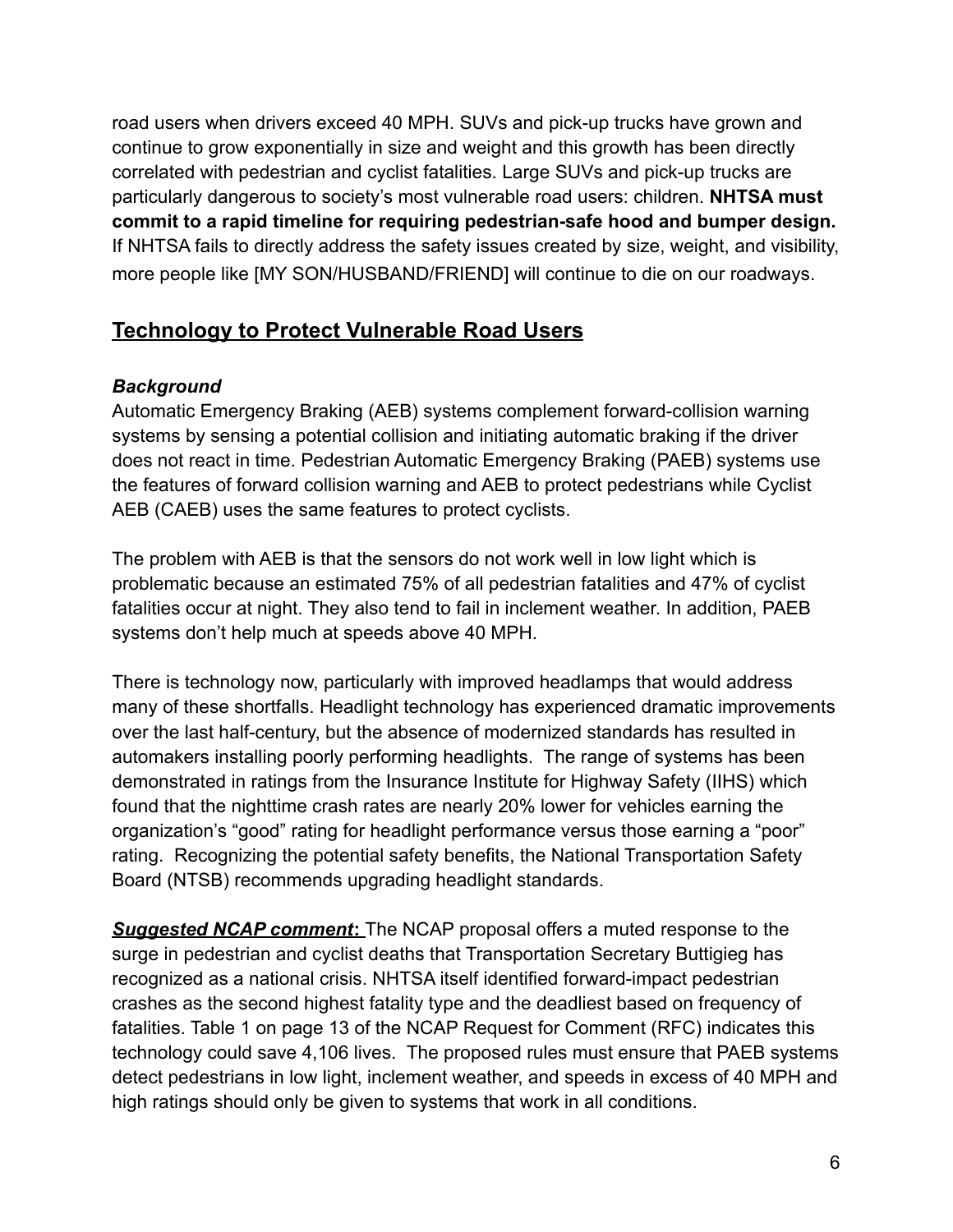road users when drivers exceed 40 MPH. SUVs and pick-up trucks have grown and continue to grow exponentially in size and weight and this growth has been directly correlated with pedestrian and cyclist fatalities. Large SUVs and pick-up trucks are particularly dangerous to society's most vulnerable road users: children. **NHTSA must commit to a rapid timeline for requiring pedestrian-safe hood and bumper design.** If NHTSA fails to directly address the safety issues created by size, weight, and visibility, more people like [MY SON/HUSBAND/FRIEND] will continue to die on our roadways.

## Technology to Protect Vulnerable Road Users

***Background***

Automatic Emergency Braking (AEB) systems complement forward-collision warning systems by sensing a potential collision and initiating automatic braking if the driver does not react in time. Pedestrian Automatic Emergency Braking (PAEB) systems use the features of forward collision warning and AEB to protect pedestrians while Cyclist AEB (CAEB) uses the same features to protect cyclists.

The problem with AEB is that the sensors do not work well in low light which is problematic because an estimated 75% of all pedestrian fatalities and 47% of cyclist fatalities occur at night. They also tend to fail in inclement weather. In addition, PAEB systems don't help much at speeds above 40 MPH.

There is technology now, particularly with improved headlamps that would address many of these shortfalls. Headlight technology has experienced dramatic improvements over the last half-century, but the absence of modernized standards has resulted in automakers installing poorly performing headlights. The range of systems has been demonstrated in ratings from the Insurance Institute for Highway Safety (IIHS) which found that the nighttime crash rates are nearly 20% lower for vehicles earning the organization's "good" rating for headlight performance versus those earning a "poor" rating. Recognizing the potential safety benefits, the National Transportation Safety Board (NTSB) recommends upgrading headlight standards.

***Suggested NCAP comment*:** The NCAP proposal offers a muted response to the surge in pedestrian and cyclist deaths that Transportation Secretary Buttigieg has recognized as a national crisis. NHTSA itself identified forward-impact pedestrian crashes as the second highest fatality type and the deadliest based on frequency of fatalities. Table 1 on page 13 of the NCAP Request for Comment (RFC) indicates this technology could save 4,106 lives. The proposed rules must ensure that PAEB systems detect pedestrians in low light, inclement weather, and speeds in excess of 40 MPH and high ratings should only be given to systems that work in all conditions.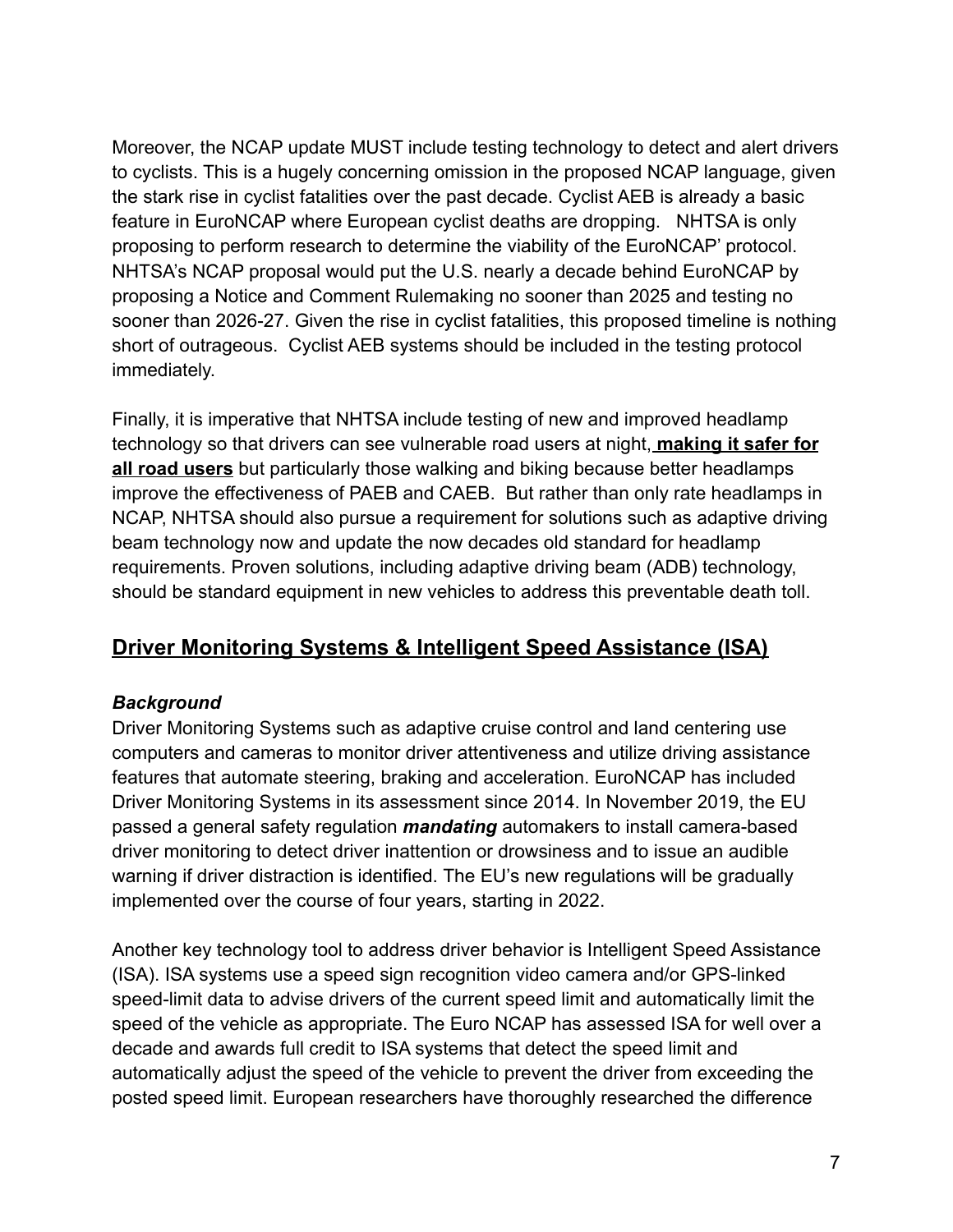Moreover, the NCAP update MUST include testing technology to detect and alert drivers to cyclists. This is a hugely concerning omission in the proposed NCAP language, given the stark rise in cyclist fatalities over the past decade. Cyclist AEB is already a basic feature in EuroNCAP where European cyclist deaths are dropping. NHTSA is only proposing to perform research to determine the viability of the EuroNCAP' protocol. NHTSA's NCAP proposal would put the U.S. nearly a decade behind EuroNCAP by proposing a Notice and Comment Rulemaking no sooner than 2025 and testing no sooner than 2026-27. Given the rise in cyclist fatalities, this proposed timeline is nothing short of outrageous. Cyclist AEB systems should be included in the testing protocol immediately.

Finally, it is imperative that NHTSA include testing of new and improved headlamp technology so that drivers can see vulnerable road users at night, **making it safer for all road users** but particularly those walking and biking because better headlamps improve the effectiveness of PAEB and CAEB. But rather than only rate headlamps in NCAP, NHTSA should also pursue a requirement for solutions such as adaptive driving beam technology now and update the now decades old standard for headlamp requirements. Proven solutions, including adaptive driving beam (ADB) technology, should be standard equipment in new vehicles to address this preventable death toll.

## Driver Monitoring Systems & Intelligent Speed Assistance (ISA)

***Background***

Driver Monitoring Systems such as adaptive cruise control and land centering use computers and cameras to monitor driver attentiveness and utilize driving assistance features that automate steering, braking and acceleration. EuroNCAP has included Driver Monitoring Systems in its assessment since 2014. In November 2019, the EU passed a general safety regulation ***mandating*** automakers to install camera-based driver monitoring to detect driver inattention or drowsiness and to issue an audible warning if driver distraction is identified. The EU's new regulations will be gradually implemented over the course of four years, starting in 2022.

Another key technology tool to address driver behavior is Intelligent Speed Assistance (ISA). ISA systems use a speed sign recognition video camera and/or GPS-linked speed-limit data to advise drivers of the current speed limit and automatically limit the speed of the vehicle as appropriate. The Euro NCAP has assessed ISA for well over a decade and awards full credit to ISA systems that detect the speed limit and automatically adjust the speed of the vehicle to prevent the driver from exceeding the posted speed limit. European researchers have thoroughly researched the difference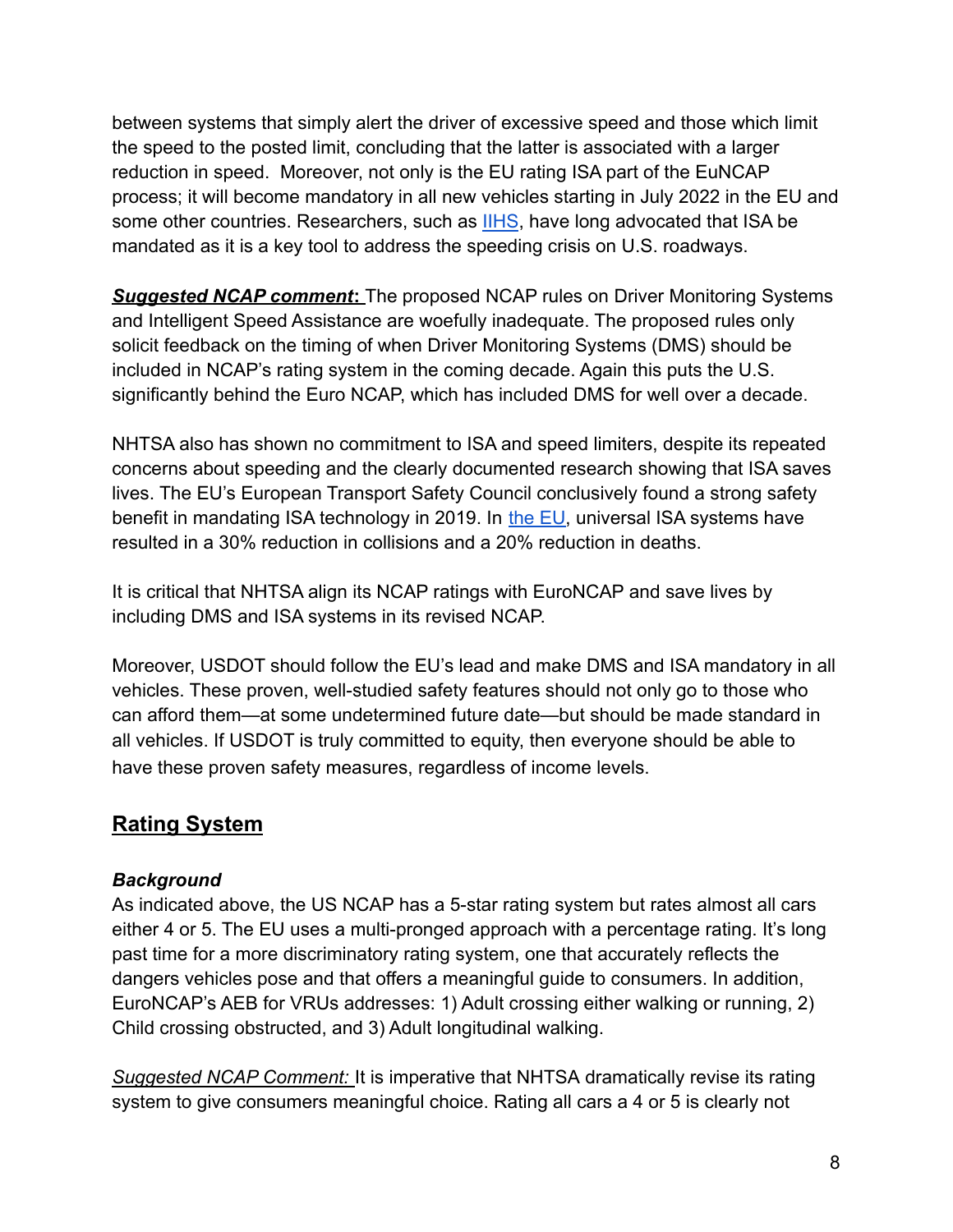between systems that simply alert the driver of excessive speed and those which limit the speed to the posted limit, concluding that the latter is associated with a larger reduction in speed. Moreover, not only is the EU rating ISA part of the EuNCAP process; it will become mandatory in all new vehicles starting in July 2022 in the EU and some other countries. Researchers, such as [IIHS](), have long advocated that ISA be mandated as it is a key tool to address the speeding crisis on U.S. roadways.

***Suggested NCAP comment*:** The proposed NCAP rules on Driver Monitoring Systems and Intelligent Speed Assistance are woefully inadequate. The proposed rules only solicit feedback on the timing of when Driver Monitoring Systems (DMS) should be included in NCAP's rating system in the coming decade. Again this puts the U.S. significantly behind the Euro NCAP, which has included DMS for well over a decade.

NHTSA also has shown no commitment to ISA and speed limiters, despite its repeated concerns about speeding and the clearly documented research showing that ISA saves lives. The EU's European Transport Safety Council conclusively found a strong safety benefit in mandating ISA technology in 2019. In [the EU](), universal ISA systems have resulted in a 30% reduction in collisions and a 20% reduction in deaths.

It is critical that NHTSA align its NCAP ratings with EuroNCAP and save lives by including DMS and ISA systems in its revised NCAP.

Moreover, USDOT should follow the EU's lead and make DMS and ISA mandatory in all vehicles. These proven, well-studied safety features should not only go to those who can afford them—at some undetermined future date—but should be made standard in all vehicles. If USDOT is truly committed to equity, then everyone should be able to have these proven safety measures, regardless of income levels.

## Rating System

### *Background*

As indicated above, the US NCAP has a 5-star rating system but rates almost all cars either 4 or 5. The EU uses a multi-pronged approach with a percentage rating. It's long past time for a more discriminatory rating system, one that accurately reflects the dangers vehicles pose and that offers a meaningful guide to consumers. In addition, EuroNCAP's AEB for VRUs addresses: 1) Adult crossing either walking or running, 2) Child crossing obstructed, and 3) Adult longitudinal walking.

*Suggested NCAP Comment:* It is imperative that NHTSA dramatically revise its rating system to give consumers meaningful choice. Rating all cars a 4 or 5 is clearly not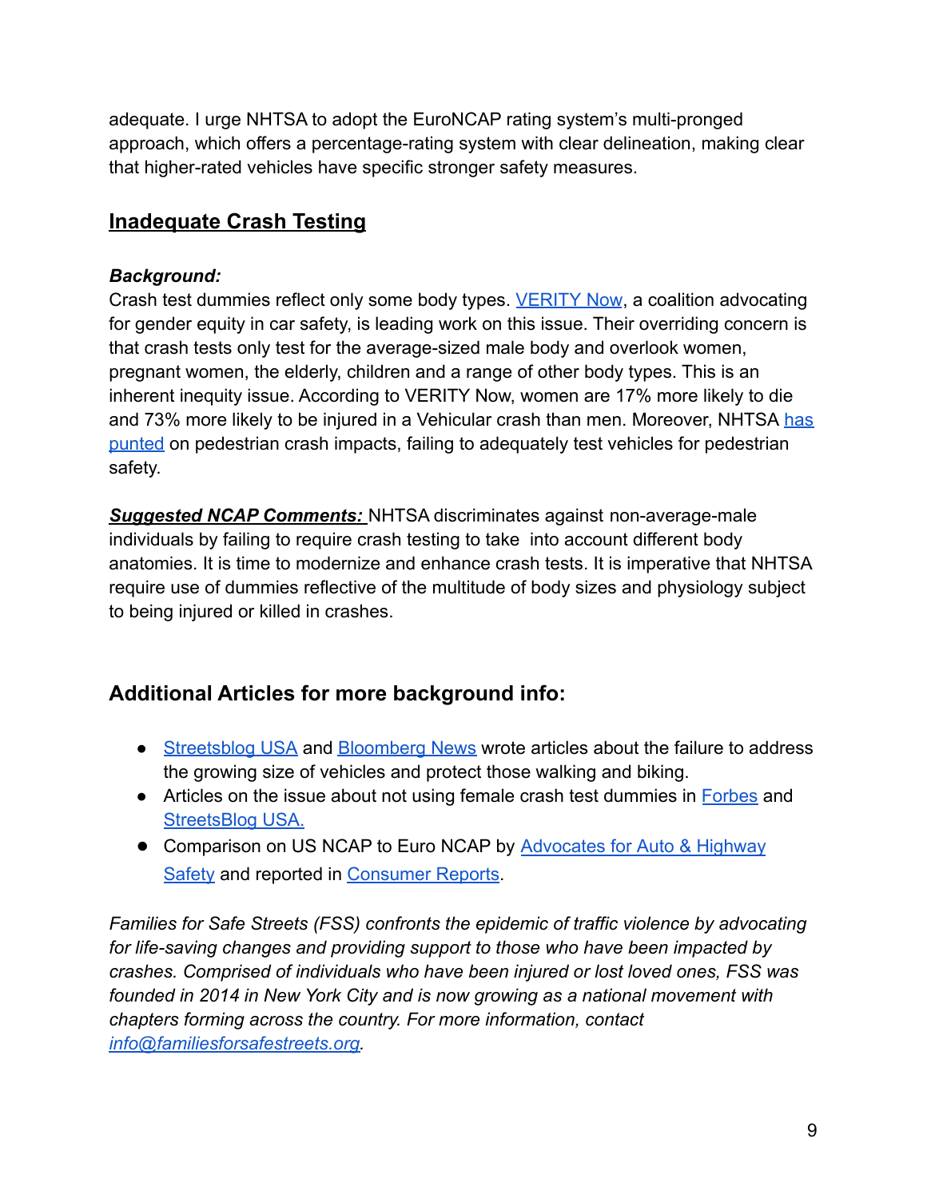adequate. I urge NHTSA to adopt the EuroNCAP rating system's multi-pronged approach, which offers a percentage-rating system with clear delineation, making clear that higher-rated vehicles have specific stronger safety measures.

## **Inadequate Crash Testing**

***Background:***
Crash test dummies reflect only some body types. VERITY Now, a coalition advocating for gender equity in car safety, is leading work on this issue. Their overriding concern is that crash tests only test for the average-sized male body and overlook women, pregnant women, the elderly, children and a range of other body types. This is an inherent inequity issue. According to VERITY Now, women are 17% more likely to die and 73% more likely to be injured in a Vehicular crash than men. Moreover, NHTSA has punted on pedestrian crash impacts, failing to adequately test vehicles for pedestrian safety.

***Suggested NCAP Comments:*** NHTSA discriminates against non-average-male individuals by failing to require crash testing to take into account different body anatomies. It is time to modernize and enhance crash tests. It is imperative that NHTSA require use of dummies reflective of the multitude of body sizes and physiology subject to being injured or killed in crashes.

## Additional Articles for more background info:

- Streetsblog USA and Bloomberg News wrote articles about the failure to address the growing size of vehicles and protect those walking and biking.
- Articles on the issue about not using female crash test dummies in Forbes and StreetsBlog USA.
- Comparison on US NCAP to Euro NCAP by Advocates for Auto & Highway Safety and reported in Consumer Reports.

*Families for Safe Streets (FSS) confronts the epidemic of traffic violence by advocating for life-saving changes and providing support to those who have been impacted by crashes. Comprised of individuals who have been injured or lost loved ones, FSS was founded in 2014 in New York City and is now growing as a national movement with chapters forming across the country. For more information, contact info@familiesforsafestreets.org.*